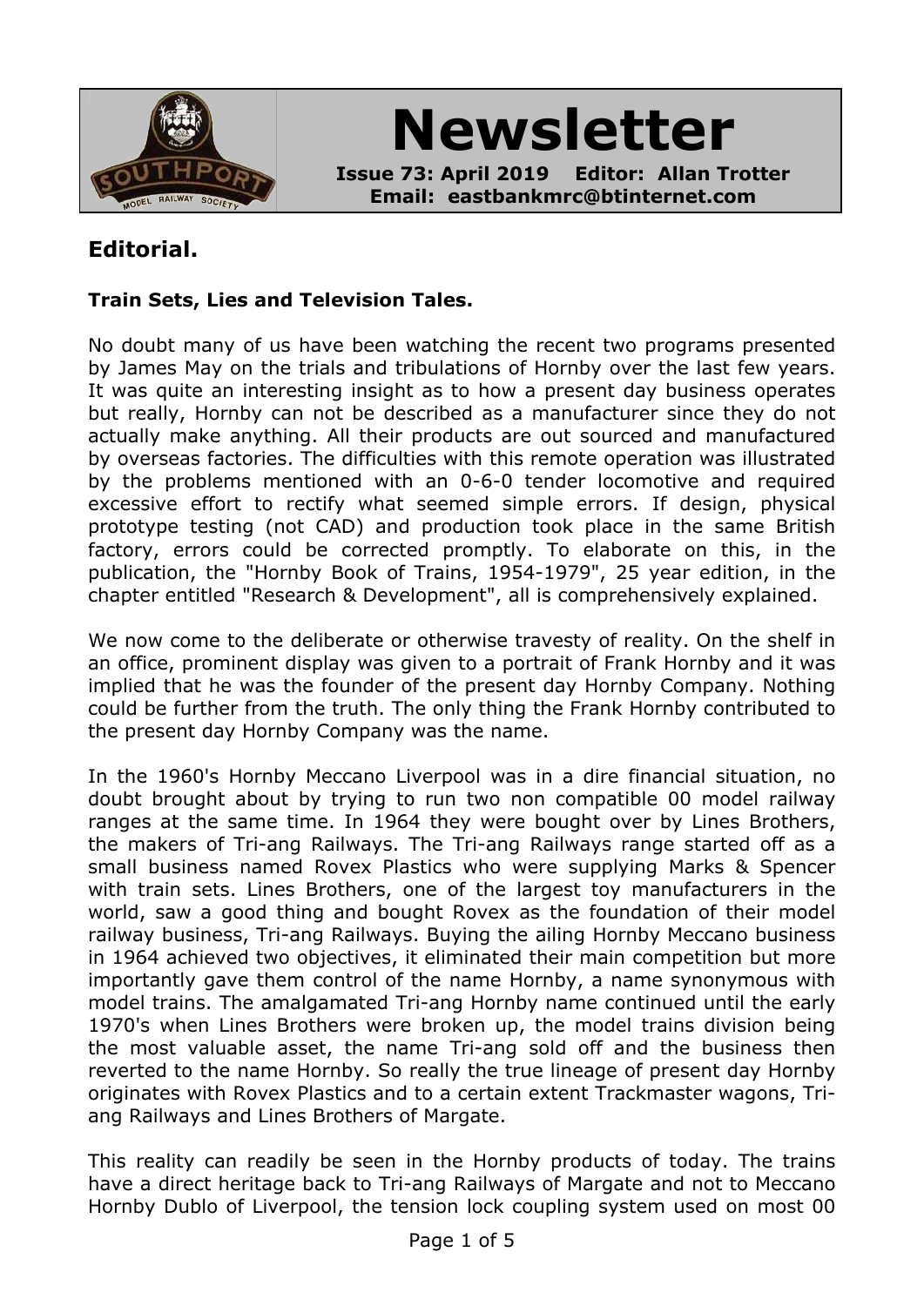# Newsletter

**Issue 73: April 2019 Editor: Allan Trotter**
**Email: eastbankmrc@btinternet.com**

## Editorial.

### Train Sets, Lies and Television Tales.

No doubt many of us have been watching the recent two programs presented by James May on the trials and tribulations of Hornby over the last few years. It was quite an interesting insight as to how a present day business operates but really, Hornby can not be described as a manufacturer since they do not actually make anything. All their products are out sourced and manufactured by overseas factories. The difficulties with this remote operation was illustrated by the problems mentioned with an 0-6-0 tender locomotive and required excessive effort to rectify what seemed simple errors. If design, physical prototype testing (not CAD) and production took place in the same British factory, errors could be corrected promptly. To elaborate on this, in the publication, the "Hornby Book of Trains, 1954-1979", 25 year edition, in the chapter entitled "Research & Development", all is comprehensively explained.

We now come to the deliberate or otherwise travesty of reality. On the shelf in an office, prominent display was given to a portrait of Frank Hornby and it was implied that he was the founder of the present day Hornby Company. Nothing could be further from the truth. The only thing the Frank Hornby contributed to the present day Hornby Company was the name.

In the 1960's Hornby Meccano Liverpool was in a dire financial situation, no doubt brought about by trying to run two non compatible 00 model railway ranges at the same time. In 1964 they were bought over by Lines Brothers, the makers of Tri-ang Railways. The Tri-ang Railways range started off as a small business named Rovex Plastics who were supplying Marks & Spencer with train sets. Lines Brothers, one of the largest toy manufacturers in the world, saw a good thing and bought Rovex as the foundation of their model railway business, Tri-ang Railways. Buying the ailing Hornby Meccano business in 1964 achieved two objectives, it eliminated their main competition but more importantly gave them control of the name Hornby, a name synonymous with model trains. The amalgamated Tri-ang Hornby name continued until the early 1970's when Lines Brothers were broken up, the model trains division being the most valuable asset, the name Tri-ang sold off and the business then reverted to the name Hornby. So really the true lineage of present day Hornby originates with Rovex Plastics and to a certain extent Trackmaster wagons, Tri-ang Railways and Lines Brothers of Margate.

This reality can readily be seen in the Hornby products of today. The trains have a direct heritage back to Tri-ang Railways of Margate and not to Meccano Hornby Dublo of Liverpool, the tension lock coupling system used on most 00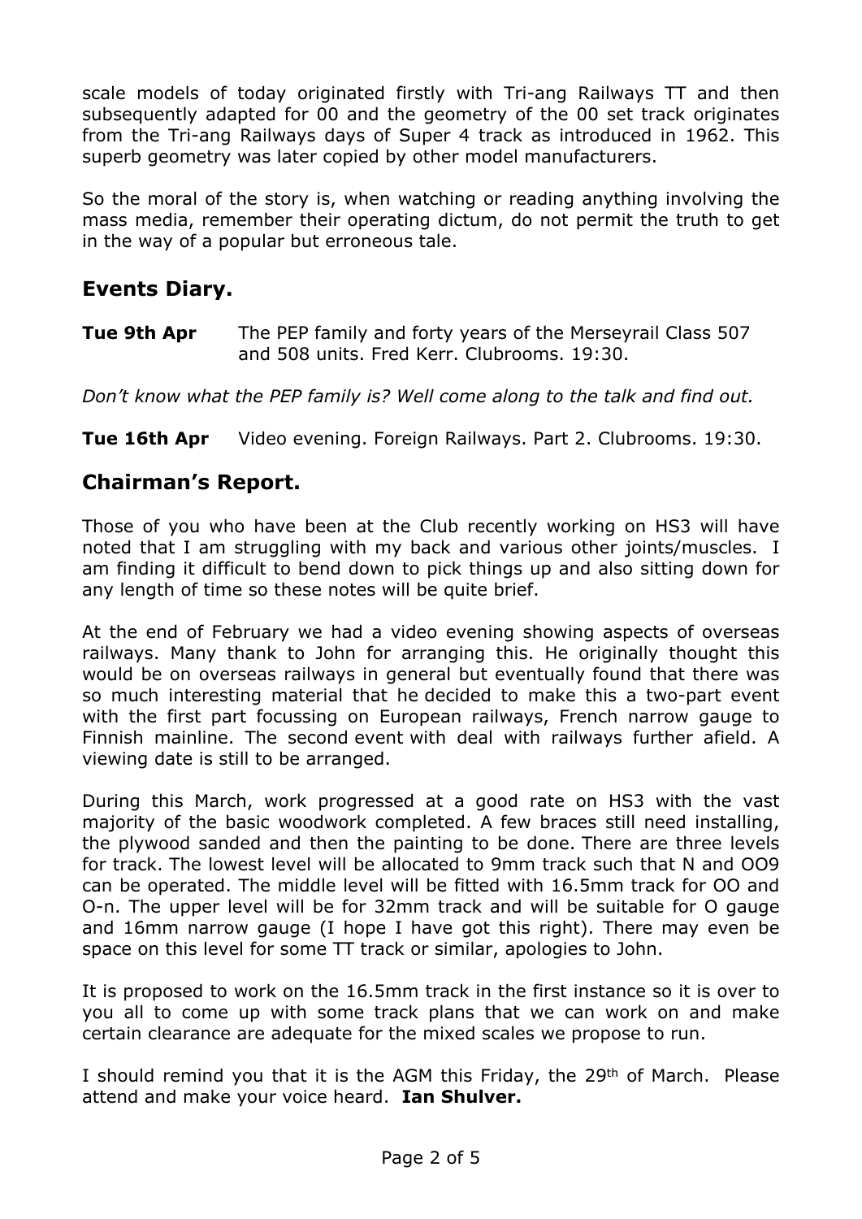scale models of today originated firstly with Tri-ang Railways TT and then subsequently adapted for 00 and the geometry of the 00 set track originates from the Tri-ang Railways days of Super 4 track as introduced in 1962. This superb geometry was later copied by other model manufacturers.

So the moral of the story is, when watching or reading anything involving the mass media, remember their operating dictum, do not permit the truth to get in the way of a popular but erroneous tale.

## Events Diary.

**Tue 9th Apr** The PEP family and forty years of the Merseyrail Class 507 and 508 units. Fred Kerr. Clubrooms. 19:30.

*Don't know what the PEP family is? Well come along to the talk and find out.*

**Tue 16th Apr** Video evening. Foreign Railways. Part 2. Clubrooms. 19:30.

## Chairman's Report.

Those of you who have been at the Club recently working on HS3 will have noted that I am struggling with my back and various other joints/muscles. I am finding it difficult to bend down to pick things up and also sitting down for any length of time so these notes will be quite brief.

At the end of February we had a video evening showing aspects of overseas railways. Many thank to John for arranging this. He originally thought this would be on overseas railways in general but eventually found that there was so much interesting material that he decided to make this a two-part event with the first part focussing on European railways, French narrow gauge to Finnish mainline. The second event with deal with railways further afield. A viewing date is still to be arranged.

During this March, work progressed at a good rate on HS3 with the vast majority of the basic woodwork completed. A few braces still need installing, the plywood sanded and then the painting to be done. There are three levels for track. The lowest level will be allocated to 9mm track such that N and OO9 can be operated. The middle level will be fitted with 16.5mm track for OO and O-n. The upper level will be for 32mm track and will be suitable for O gauge and 16mm narrow gauge (I hope I have got this right). There may even be space on this level for some TT track or similar, apologies to John.

It is proposed to work on the 16.5mm track in the first instance so it is over to you all to come up with some track plans that we can work on and make certain clearance are adequate for the mixed scales we propose to run.

I should remind you that it is the AGM this Friday, the 29th of March. Please attend and make your voice heard. **Ian Shulver.**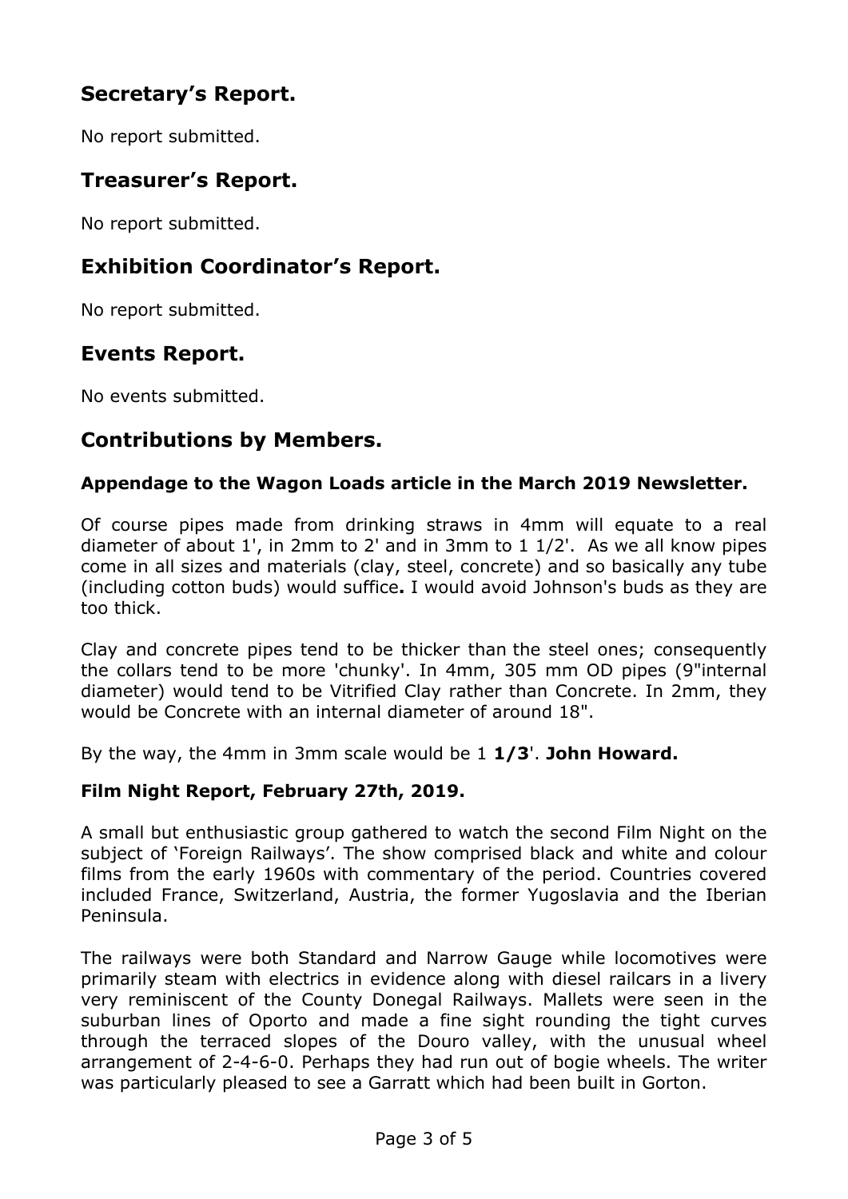## Secretary's Report.

No report submitted.

## Treasurer's Report.

No report submitted.

## Exhibition Coordinator's Report.

No report submitted.

## Events Report.

No events submitted.

## Contributions by Members.

### Appendage to the Wagon Loads article in the March 2019 Newsletter.

Of course pipes made from drinking straws in 4mm will equate to a real diameter of about 1', in 2mm to 2' and in 3mm to 1 1/2'. As we all know pipes come in all sizes and materials (clay, steel, concrete) and so basically any tube (including cotton buds) would suffice**.** I would avoid Johnson's buds as they are too thick.

Clay and concrete pipes tend to be thicker than the steel ones; consequently the collars tend to be more 'chunky'. In 4mm, 305 mm OD pipes (9"internal diameter) would tend to be Vitrified Clay rather than Concrete. In 2mm, they would be Concrete with an internal diameter of around 18".

By the way, the 4mm in 3mm scale would be 1 **1/3**'. **John Howard.**

### Film Night Report, February 27th, 2019.

A small but enthusiastic group gathered to watch the second Film Night on the subject of 'Foreign Railways'. The show comprised black and white and colour films from the early 1960s with commentary of the period. Countries covered included France, Switzerland, Austria, the former Yugoslavia and the Iberian Peninsula.

The railways were both Standard and Narrow Gauge while locomotives were primarily steam with electrics in evidence along with diesel railcars in a livery very reminiscent of the County Donegal Railways. Mallets were seen in the suburban lines of Oporto and made a fine sight rounding the tight curves through the terraced slopes of the Douro valley, with the unusual wheel arrangement of 2-4-6-0. Perhaps they had run out of bogie wheels. The writer was particularly pleased to see a Garratt which had been built in Gorton.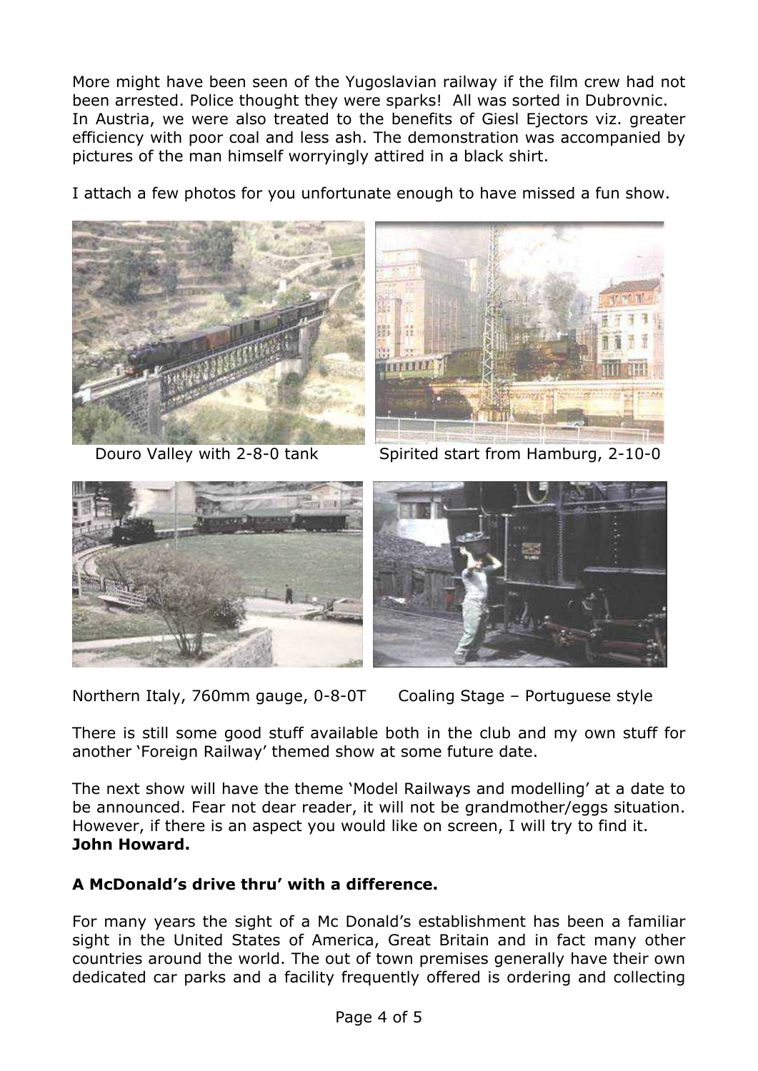More might have been seen of the Yugoslavian railway if the film crew had not been arrested. Police thought they were sparks! All was sorted in Dubrovnic. In Austria, we were also treated to the benefits of Giesl Ejectors viz. greater efficiency with poor coal and less ash. The demonstration was accompanied by pictures of the man himself worryingly attired in a black shirt.

I attach a few photos for you unfortunate enough to have missed a fun show.

Douro Valley with 2-8-0 tank

Spirited start from Hamburg, 2-10-0

Northern Italy, 760mm gauge, 0-8-0T

Coaling Stage – Portuguese style

There is still some good stuff available both in the club and my own stuff for another 'Foreign Railway' themed show at some future date.

The next show will have the theme 'Model Railways and modelling' at a date to be announced. Fear not dear reader, it will not be grandmother/eggs situation. However, if there is an aspect you would like on screen, I will try to find it.
**John Howard.**

**A McDonald's drive thru' with a difference.**

For many years the sight of a Mc Donald's establishment has been a familiar sight in the United States of America, Great Britain and in fact many other countries around the world. The out of town premises generally have their own dedicated car parks and a facility frequently offered is ordering and collecting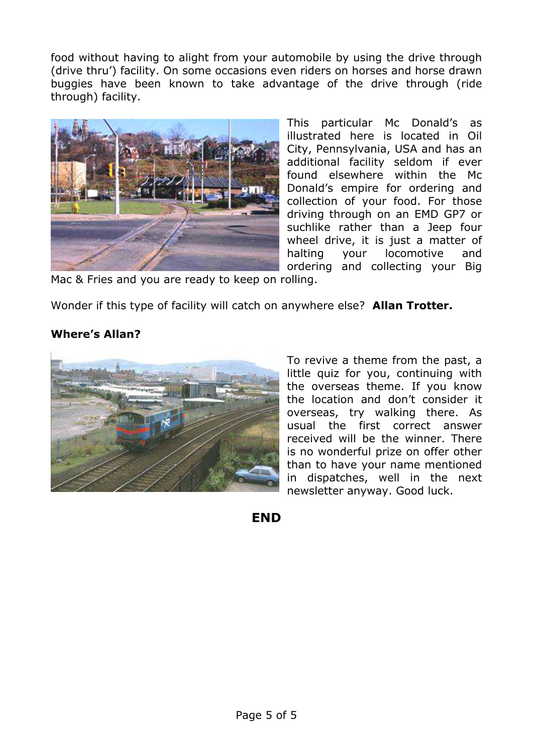food without having to alight from your automobile by using the drive through (drive thru') facility. On some occasions even riders on horses and horse drawn buggies have been known to take advantage of the drive through (ride through) facility.

This particular Mc Donald's as illustrated here is located in Oil City, Pennsylvania, USA and has an additional facility seldom if ever found elsewhere within the Mc Donald's empire for ordering and collection of your food. For those driving through on an EMD GP7 or suchlike rather than a Jeep four wheel drive, it is just a matter of halting your locomotive and ordering and collecting your Big Mac & Fries and you are ready to keep on rolling.

Wonder if this type of facility will catch on anywhere else? **Allan Trotter.**

**Where's Allan?**

To revive a theme from the past, a little quiz for you, continuing with the overseas theme. If you know the location and don't consider it overseas, try walking there. As usual the first correct answer received will be the winner. There is no wonderful prize on offer other than to have your name mentioned in dispatches, well in the next newsletter anyway. Good luck.

**END**